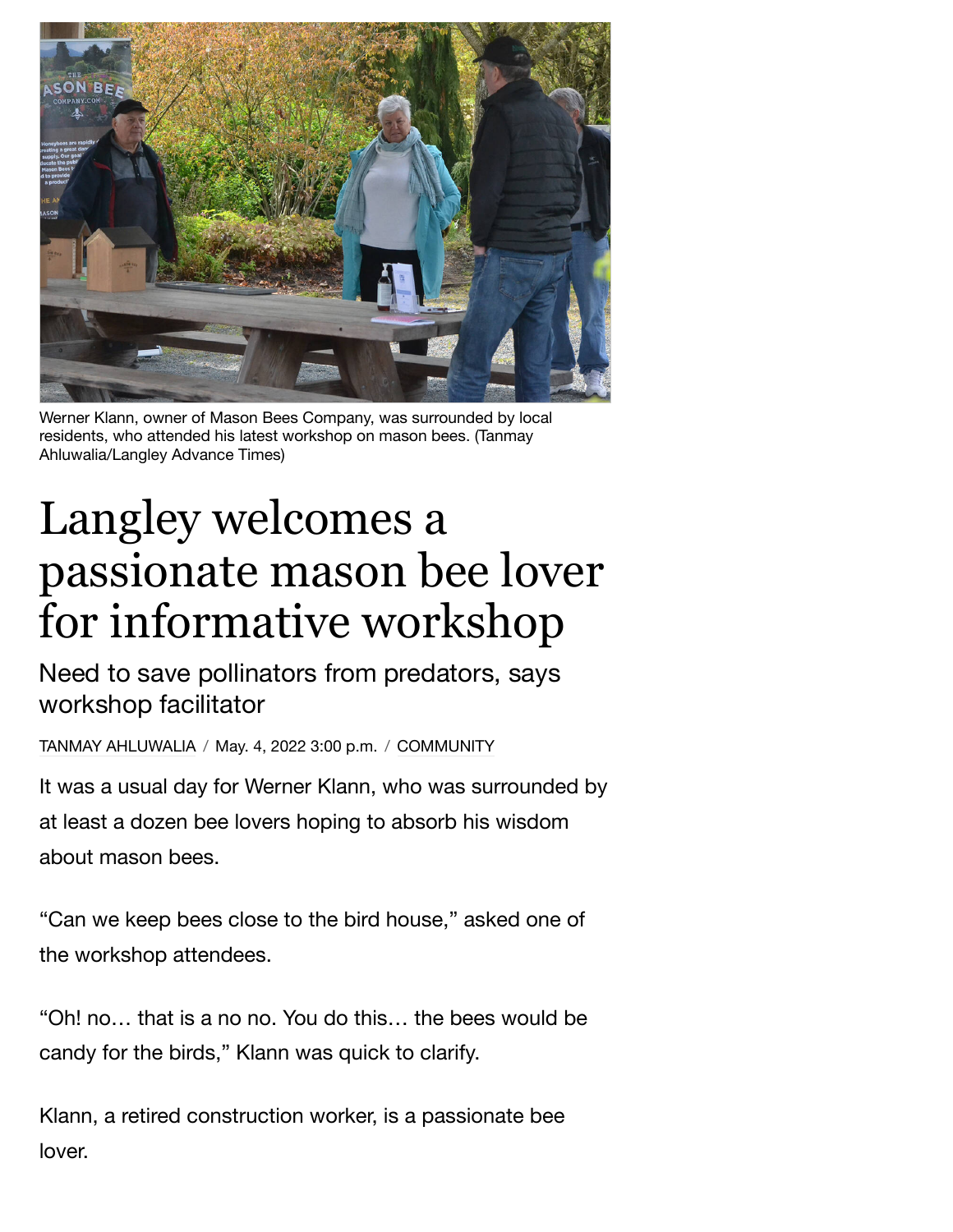Werner Klann, owner of Mason Bees Company, was surrounded by local residents, who attended his latest workshop on mason bees. (Tanmay Ahluwalia/Langley Advance Times)

# Langley welcomes a passionate mason bee lover for informative workshop

## Need to save pollinators from predators, says workshop facilitator

TANMAY AHLUWALIA / May. 4, 2022 3:00 p.m. / COMMUNITY

It was a usual day for Werner Klann, who was surrounded by at least a dozen bee lovers hoping to absorb his wisdom about mason bees.

"Can we keep bees close to the bird house," asked one of the workshop attendees.

"Oh! no… that is a no no. You do this… the bees would be candy for the birds," Klann was quick to clarify.

Klann, a retired construction worker, is a passionate bee lover.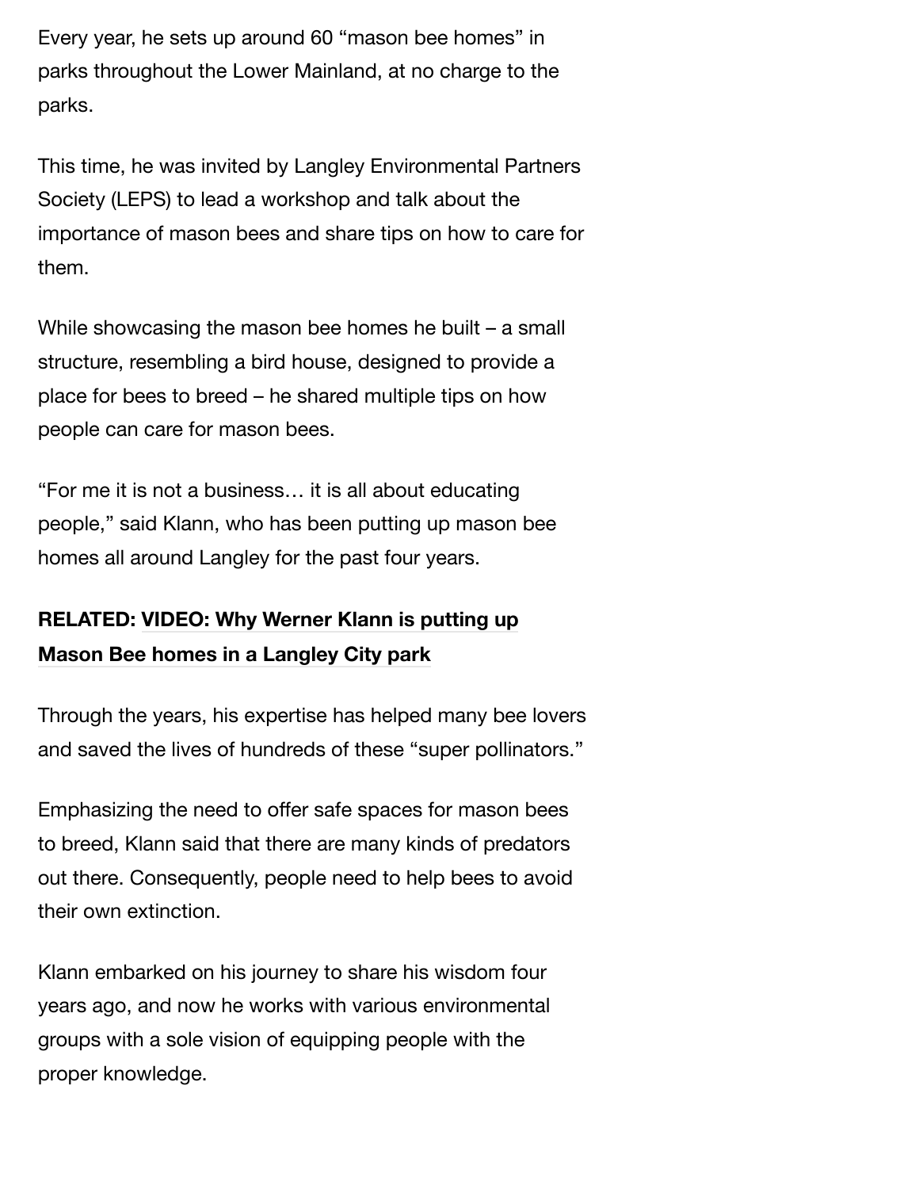Every year, he sets up around 60 “mason bee homes” in parks throughout the Lower Mainland, at no charge to the parks.

This time, he was invited by Langley Environmental Partners Society (LEPS) to lead a workshop and talk about the importance of mason bees and share tips on how to care for them.

While showcasing the mason bee homes he built – a small structure, resembling a bird house, designed to provide a place for bees to breed – he shared multiple tips on how people can care for mason bees.

“For me it is not a business… it is all about educating people,” said Klann, who has been putting up mason bee homes all around Langley for the past four years.

**RELATED: VIDEO: Why Werner Klann is putting up Mason Bee homes in a Langley City park**

Through the years, his expertise has helped many bee lovers and saved the lives of hundreds of these “super pollinators.”

Emphasizing the need to offer safe spaces for mason bees to breed, Klann said that there are many kinds of predators out there. Consequently, people need to help bees to avoid their own extinction.

Klann embarked on his journey to share his wisdom four years ago, and now he works with various environmental groups with a sole vision of equipping people with the proper knowledge.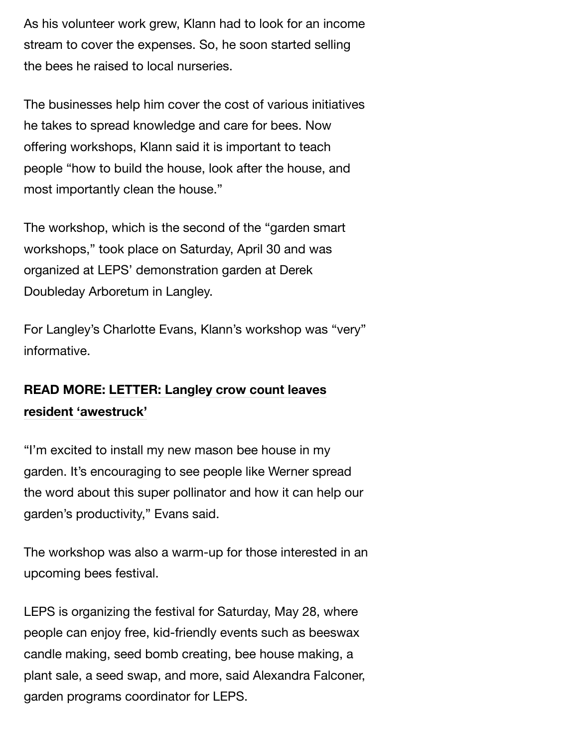As his volunteer work grew, Klann had to look for an income stream to cover the expenses. So, he soon started selling the bees he raised to local nurseries.

The businesses help him cover the cost of various initiatives he takes to spread knowledge and care for bees. Now offering workshops, Klann said it is important to teach people "how to build the house, look after the house, and most importantly clean the house."

The workshop, which is the second of the "garden smart workshops," took place on Saturday, April 30 and was organized at LEPS' demonstration garden at Derek Doubleday Arboretum in Langley.

For Langley's Charlotte Evans, Klann's workshop was "very" informative.

**READ MORE: LETTER: Langley crow count leaves resident 'awestruck'**

"I'm excited to install my new mason bee house in my garden. It's encouraging to see people like Werner spread the word about this super pollinator and how it can help our garden's productivity," Evans said.

The workshop was also a warm-up for those interested in an upcoming bees festival.

LEPS is organizing the festival for Saturday, May 28, where people can enjoy free, kid-friendly events such as beeswax candle making, seed bomb creating, bee house making, a plant sale, a seed swap, and more, said Alexandra Falconer, garden programs coordinator for LEPS.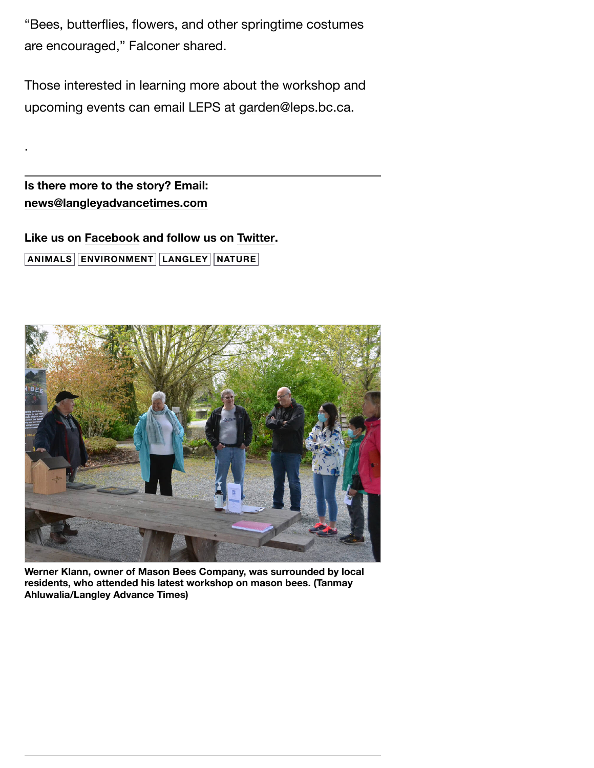"Bees, butterflies, flowers, and other springtime costumes are encouraged," Falconer shared.

Those interested in learning more about the workshop and upcoming events can email LEPS at garden@leps.bc.ca.

.

---

**Is there more to the story? Email: news@langleyadvancetimes.com**

**Like us on Facebook and follow us on Twitter.**

ANIMALS | ENVIRONMENT | LANGLEY | NATURE

**Werner Klann, owner of Mason Bees Company, was surrounded by local residents, who attended his latest workshop on mason bees. (Tanmay Ahluwalia/Langley Advance Times)**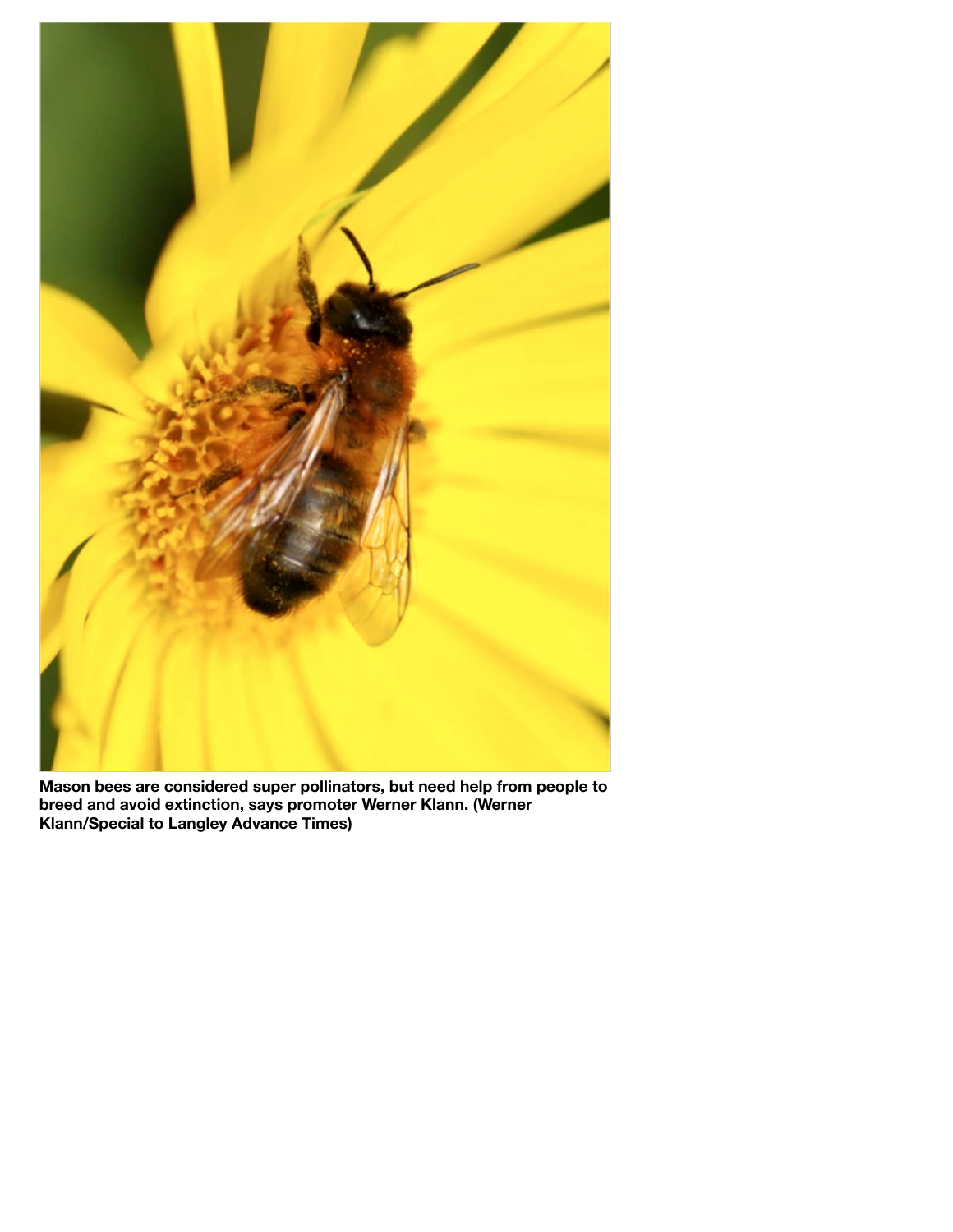**Mason bees are considered super pollinators, but need help from people to breed and avoid extinction, says promoter Werner Klann. (Werner Klann/Special to Langley Advance Times)**